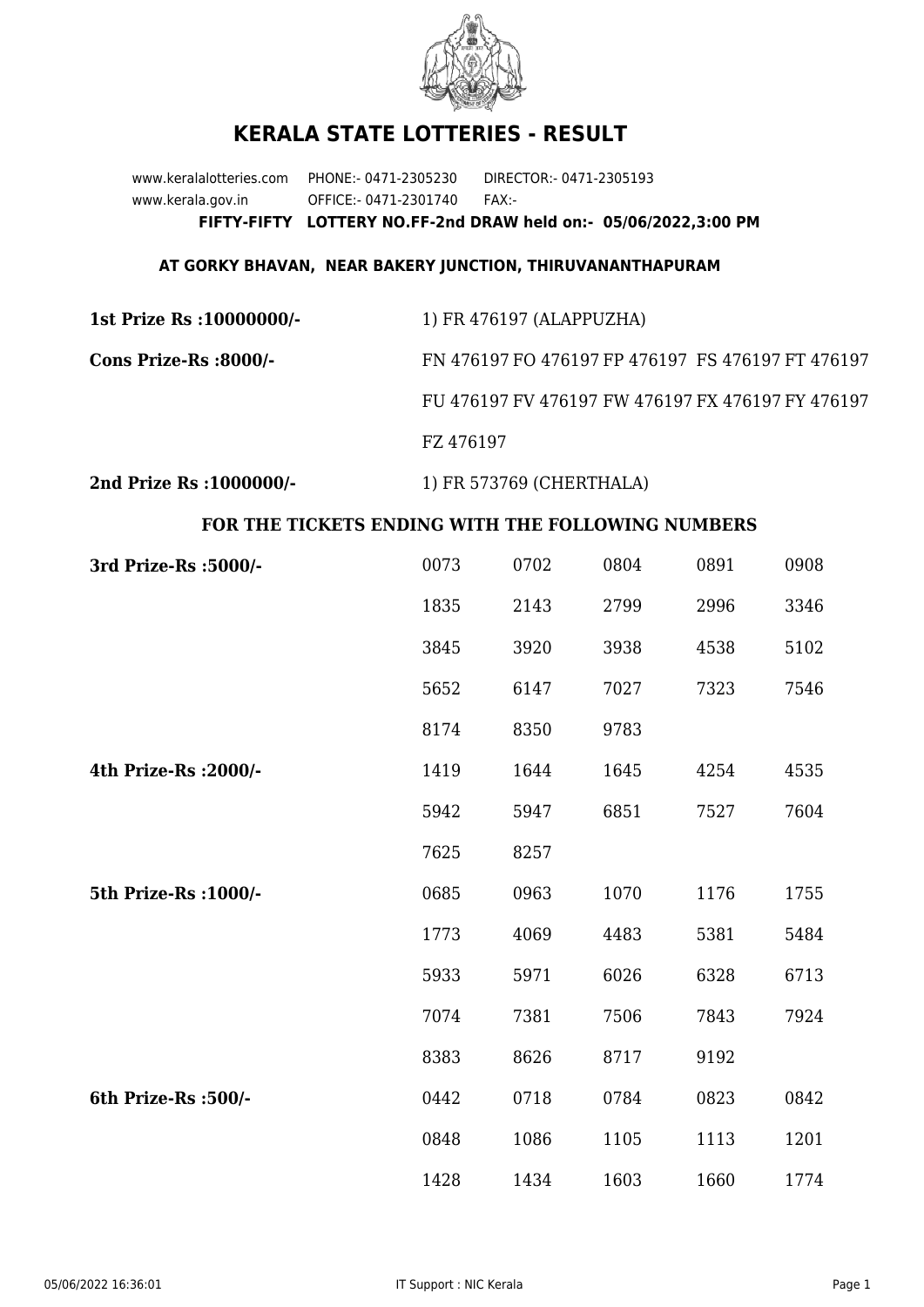# KERALA STATE LOTTERIES - RESULT

www.keralalotteries.com PHONE:- 0471-2305230 DIRECTOR:- 0471-2305193
www.kerala.gov.in OFFICE:- 0471-2301740 FAX:-

**FIFTY-FIFTY LOTTERY NO.FF-2nd DRAW held on:- 05/06/2022,3:00 PM**

**AT GORKY BHAVAN, NEAR BAKERY JUNCTION, THIRUVANANTHAPURAM**

**1st Prize Rs :10000000/-** 1) FR 476197 (ALAPPUZHA)

**Cons Prize-Rs :8000/-** FN 476197 FO 476197 FP 476197 FS 476197 FT 476197 FU 476197 FV 476197 FW 476197 FX 476197 FY 476197 FZ 476197

**2nd Prize Rs :1000000/-** 1) FR 573769 (CHERTHALA)

**FOR THE TICKETS ENDING WITH THE FOLLOWING NUMBERS**

**3rd Prize-Rs :5000/-**

| | | | | |
|---|---|---|---|---|
| 0073 | 0702 | 0804 | 0891 | 0908 |
| 1835 | 2143 | 2799 | 2996 | 3346 |
| 3845 | 3920 | 3938 | 4538 | 5102 |
| 5652 | 6147 | 7027 | 7323 | 7546 |
| 8174 | 8350 | 9783 | | |

**4th Prize-Rs :2000/-**

| | | | | |
|---|---|---|---|---|
| 1419 | 1644 | 1645 | 4254 | 4535 |
| 5942 | 5947 | 6851 | 7527 | 7604 |
| 7625 | 8257 | | | |

**5th Prize-Rs :1000/-**

| | | | | |
|---|---|---|---|---|
| 0685 | 0963 | 1070 | 1176 | 1755 |
| 1773 | 4069 | 4483 | 5381 | 5484 |
| 5933 | 5971 | 6026 | 6328 | 6713 |
| 7074 | 7381 | 7506 | 7843 | 7924 |
| 8383 | 8626 | 8717 | 9192 | |

**6th Prize-Rs :500/-**

| | | | | |
|---|---|---|---|---|
| 0442 | 0718 | 0784 | 0823 | 0842 |
| 0848 | 1086 | 1105 | 1113 | 1201 |
| 1428 | 1434 | 1603 | 1660 | 1774 |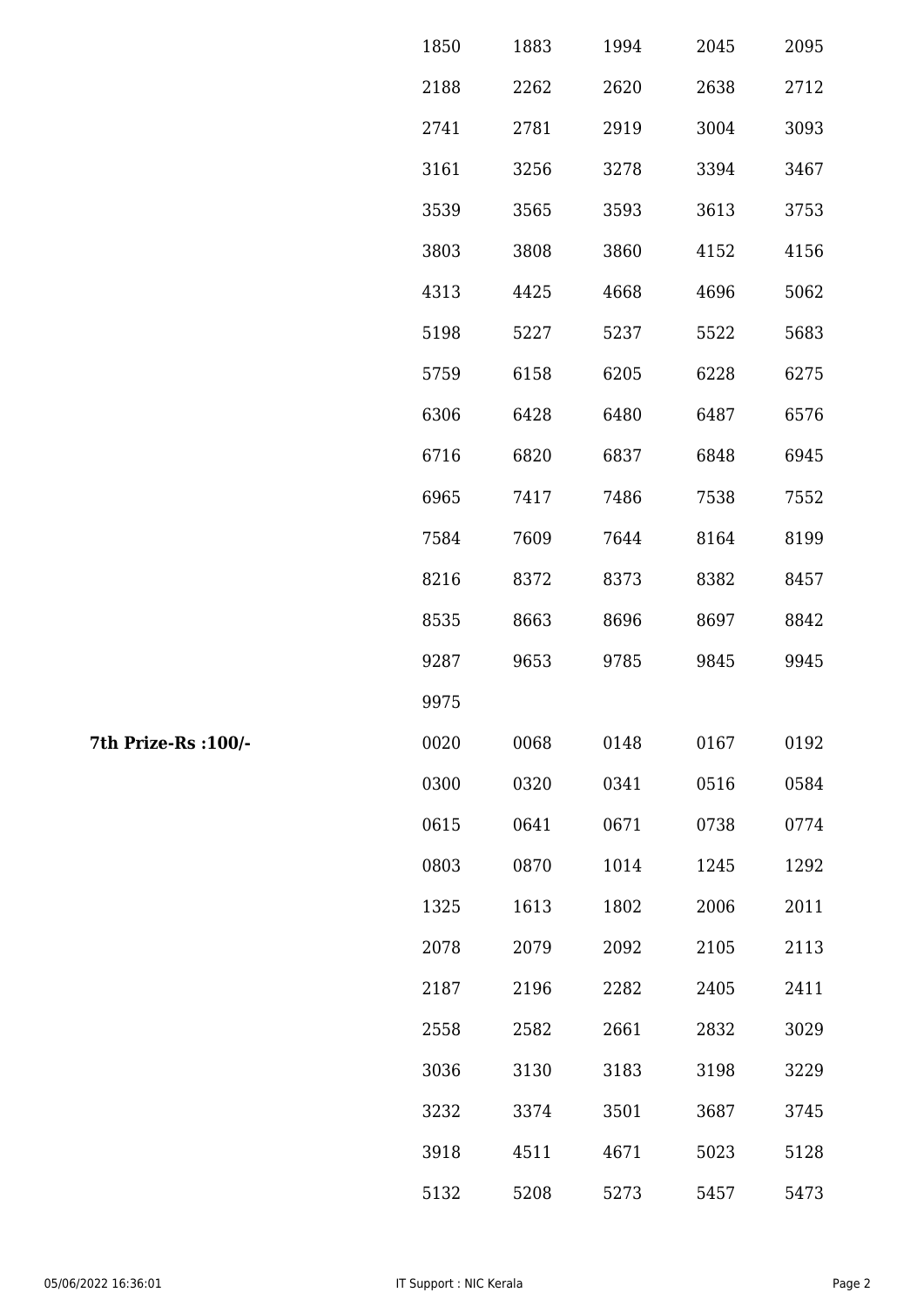| | | | | | |
|---|---|---|---|---|---|
| | 1850 | 1883 | 1994 | 2045 | 2095 |
| | 2188 | 2262 | 2620 | 2638 | 2712 |
| | 2741 | 2781 | 2919 | 3004 | 3093 |
| | 3161 | 3256 | 3278 | 3394 | 3467 |
| | 3539 | 3565 | 3593 | 3613 | 3753 |
| | 3803 | 3808 | 3860 | 4152 | 4156 |
| | 4313 | 4425 | 4668 | 4696 | 5062 |
| | 5198 | 5227 | 5237 | 5522 | 5683 |
| | 5759 | 6158 | 6205 | 6228 | 6275 |
| | 6306 | 6428 | 6480 | 6487 | 6576 |
| | 6716 | 6820 | 6837 | 6848 | 6945 |
| | 6965 | 7417 | 7486 | 7538 | 7552 |
| | 7584 | 7609 | 7644 | 8164 | 8199 |
| | 8216 | 8372 | 8373 | 8382 | 8457 |
| | 8535 | 8663 | 8696 | 8697 | 8842 |
| | 9287 | 9653 | 9785 | 9845 | 9945 |
| | 9975 | | | | |
| **7th Prize-Rs :100/-** | 0020 | 0068 | 0148 | 0167 | 0192 |
| | 0300 | 0320 | 0341 | 0516 | 0584 |
| | 0615 | 0641 | 0671 | 0738 | 0774 |
| | 0803 | 0870 | 1014 | 1245 | 1292 |
| | 1325 | 1613 | 1802 | 2006 | 2011 |
| | 2078 | 2079 | 2092 | 2105 | 2113 |
| | 2187 | 2196 | 2282 | 2405 | 2411 |
| | 2558 | 2582 | 2661 | 2832 | 3029 |
| | 3036 | 3130 | 3183 | 3198 | 3229 |
| | 3232 | 3374 | 3501 | 3687 | 3745 |
| | 3918 | 4511 | 4671 | 5023 | 5128 |
| | 5132 | 5208 | 5273 | 5457 | 5473 |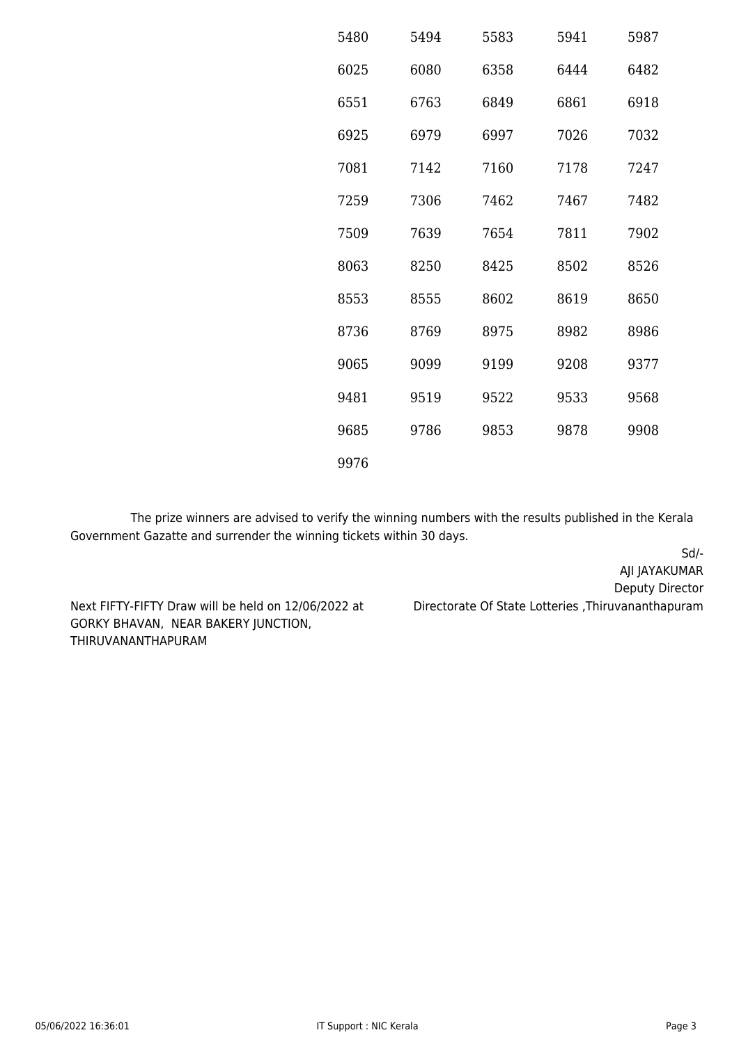| | | | | |
|---|---|---|---|---|
| 5480 | 5494 | 5583 | 5941 | 5987 |
| 6025 | 6080 | 6358 | 6444 | 6482 |
| 6551 | 6763 | 6849 | 6861 | 6918 |
| 6925 | 6979 | 6997 | 7026 | 7032 |
| 7081 | 7142 | 7160 | 7178 | 7247 |
| 7259 | 7306 | 7462 | 7467 | 7482 |
| 7509 | 7639 | 7654 | 7811 | 7902 |
| 8063 | 8250 | 8425 | 8502 | 8526 |
| 8553 | 8555 | 8602 | 8619 | 8650 |
| 8736 | 8769 | 8975 | 8982 | 8986 |
| 9065 | 9099 | 9199 | 9208 | 9377 |
| 9481 | 9519 | 9522 | 9533 | 9568 |
| 9685 | 9786 | 9853 | 9878 | 9908 |
| 9976 | | | | |

The prize winners are advised to verify the winning numbers with the results published in the Kerala Government Gazatte and surrender the winning tickets within 30 days.

Sd/-
AJI JAYAKUMAR
Deputy Director
Directorate Of State Lotteries ,Thiruvananthapuram

Next FIFTY-FIFTY Draw will be held on 12/06/2022 at GORKY BHAVAN, NEAR BAKERY JUNCTION, THIRUVANANTHAPURAM